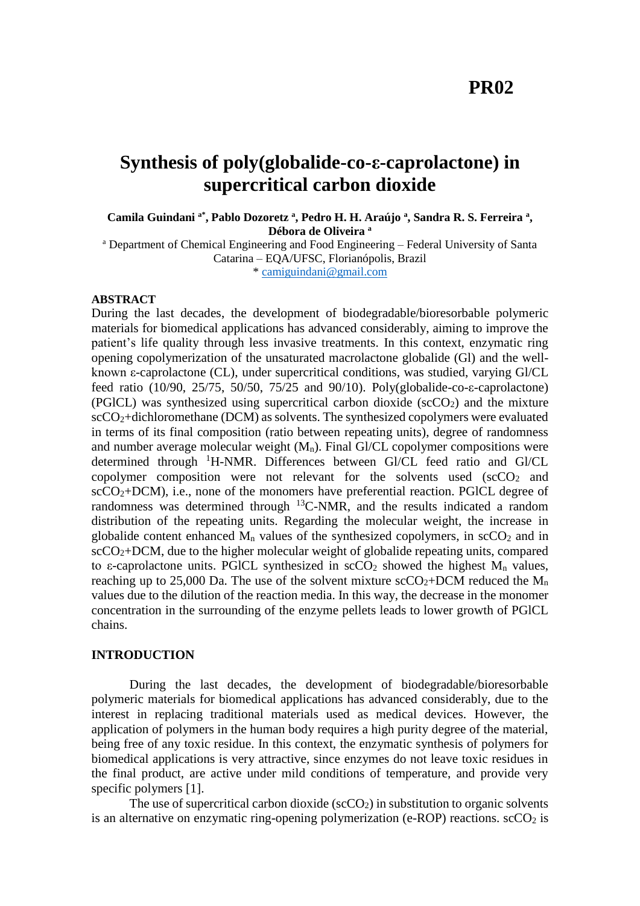**PR02**

# Synthesis of poly(globalide-co-ε-caprolactone) in supercritical carbon dioxide

**Camila Guindani [a*], Pablo Dozoretz [a], Pedro H. H. Araújo [a], Sandra R. S. Ferreira [a], Débora de Oliveira [a]**

[a] Department of Chemical Engineering and Food Engineering – Federal University of Santa Catarina – EQA/UFSC, Florianópolis, Brazil

\* camiguindani@gmail.com

## ABSTRACT

During the last decades, the development of biodegradable/bioresorbable polymeric materials for biomedical applications has advanced considerably, aiming to improve the patient's life quality through less invasive treatments. In this context, enzymatic ring opening copolymerization of the unsaturated macrolactone globalide (Gl) and the well-known ε-caprolactone (CL), under supercritical conditions, was studied, varying Gl/CL feed ratio (10/90, 25/75, 50/50, 75/25 and 90/10). Poly(globalide-co-ε-caprolactone) (PGlCL) was synthesized using supercritical carbon dioxide ($scCO_2$) and the mixture $scCO_2$+dichloromethane (DCM) as solvents. The synthesized copolymers were evaluated in terms of its final composition (ratio between repeating units), degree of randomness and number average molecular weight ($M_n$). Final Gl/CL copolymer compositions were determined through $^1$H-NMR. Differences between Gl/CL feed ratio and Gl/CL copolymer composition were not relevant for the solvents used ($scCO_2$ and $scCO_2$+DCM), i.e., none of the monomers have preferential reaction. PGlCL degree of randomness was determined through $^{13}$C-NMR, and the results indicated a random distribution of the repeating units. Regarding the molecular weight, the increase in globalide content enhanced $M_n$ values of the synthesized copolymers, in $scCO_2$ and in $scCO_2$+DCM, due to the higher molecular weight of globalide repeating units, compared to ε-caprolactone units. PGlCL synthesized in $scCO_2$ showed the highest $M_n$ values, reaching up to 25,000 Da. The use of the solvent mixture $scCO_2$+DCM reduced the $M_n$ values due to the dilution of the reaction media. In this way, the decrease in the monomer concentration in the surrounding of the enzyme pellets leads to lower growth of PGlCL chains.

## INTRODUCTION

During the last decades, the development of biodegradable/bioresorbable polymeric materials for biomedical applications has advanced considerably, due to the interest in replacing traditional materials used as medical devices. However, the application of polymers in the human body requires a high purity degree of the material, being free of any toxic residue. In this context, the enzymatic synthesis of polymers for biomedical applications is very attractive, since enzymes do not leave toxic residues in the final product, are active under mild conditions of temperature, and provide very specific polymers [1].

The use of supercritical carbon dioxide ($scCO_2$) in substitution to organic solvents is an alternative on enzymatic ring-opening polymerization (e-ROP) reactions. $scCO_2$ is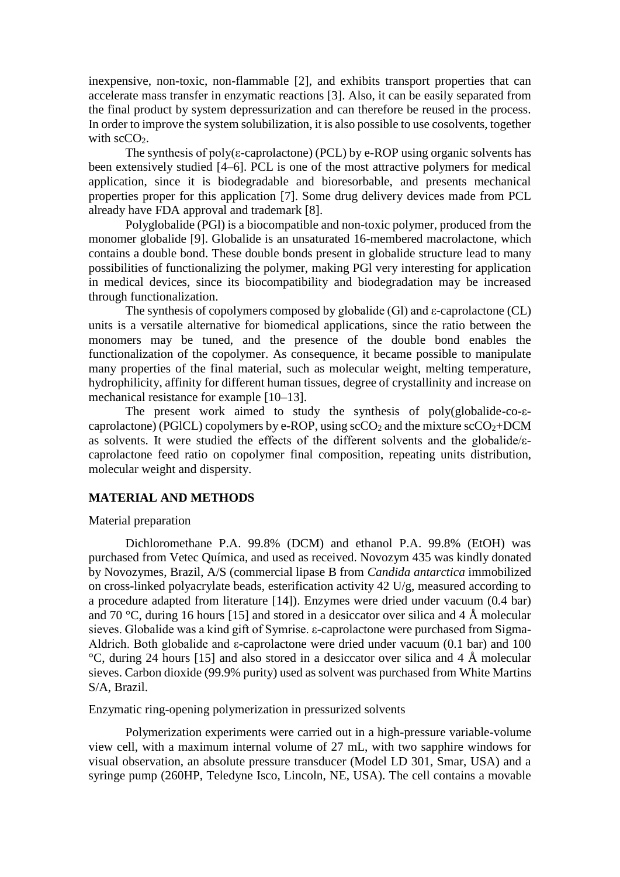inexpensive, non-toxic, non-flammable [2], and exhibits transport properties that can accelerate mass transfer in enzymatic reactions [3]. Also, it can be easily separated from the final product by system depressurization and can therefore be reused in the process. In order to improve the system solubilization, it is also possible to use cosolvents, together with $scCO_2$.

The synthesis of poly(ε-caprolactone) (PCL) by e-ROP using organic solvents has been extensively studied [4–6]. PCL is one of the most attractive polymers for medical application, since it is biodegradable and bioresorbable, and presents mechanical properties proper for this application [7]. Some drug delivery devices made from PCL already have FDA approval and trademark [8].

Polyglobalide (PGl) is a biocompatible and non-toxic polymer, produced from the monomer globalide [9]. Globalide is an unsaturated 16-membered macrolactone, which contains a double bond. These double bonds present in globalide structure lead to many possibilities of functionalizing the polymer, making PGl very interesting for application in medical devices, since its biocompatibility and biodegradation may be increased through functionalization.

The synthesis of copolymers composed by globalide (Gl) and ε-caprolactone (CL) units is a versatile alternative for biomedical applications, since the ratio between the monomers may be tuned, and the presence of the double bond enables the functionalization of the copolymer. As consequence, it became possible to manipulate many properties of the final material, such as molecular weight, melting temperature, hydrophilicity, affinity for different human tissues, degree of crystallinity and increase on mechanical resistance for example [10–13].

The present work aimed to study the synthesis of poly(globalide-co-ε-caprolactone) (PGlCL) copolymers by e-ROP, using $scCO_2$ and the mixture $scCO_2$+DCM as solvents. It were studied the effects of the different solvents and the globalide/ε-caprolactone feed ratio on copolymer final composition, repeating units distribution, molecular weight and dispersity.

## MATERIAL AND METHODS

### Material preparation

Dichloromethane P.A. 99.8% (DCM) and ethanol P.A. 99.8% (EtOH) was purchased from Vetec Química, and used as received. Novozym 435 was kindly donated by Novozymes, Brazil, A/S (commercial lipase B from *Candida antarctica* immobilized on cross-linked polyacrylate beads, esterification activity 42 U/g, measured according to a procedure adapted from literature [14]). Enzymes were dried under vacuum (0.4 bar) and 70 °C, during 16 hours [15] and stored in a desiccator over silica and 4 Å molecular sieves. Globalide was a kind gift of Symrise. ε-caprolactone were purchased from Sigma-Aldrich. Both globalide and ε-caprolactone were dried under vacuum (0.1 bar) and 100 °C, during 24 hours [15] and also stored in a desiccator over silica and 4 Å molecular sieves. Carbon dioxide (99.9% purity) used as solvent was purchased from White Martins S/A, Brazil.

### Enzymatic ring-opening polymerization in pressurized solvents

Polymerization experiments were carried out in a high-pressure variable-volume view cell, with a maximum internal volume of 27 mL, with two sapphire windows for visual observation, an absolute pressure transducer (Model LD 301, Smar, USA) and a syringe pump (260HP, Teledyne Isco, Lincoln, NE, USA). The cell contains a movable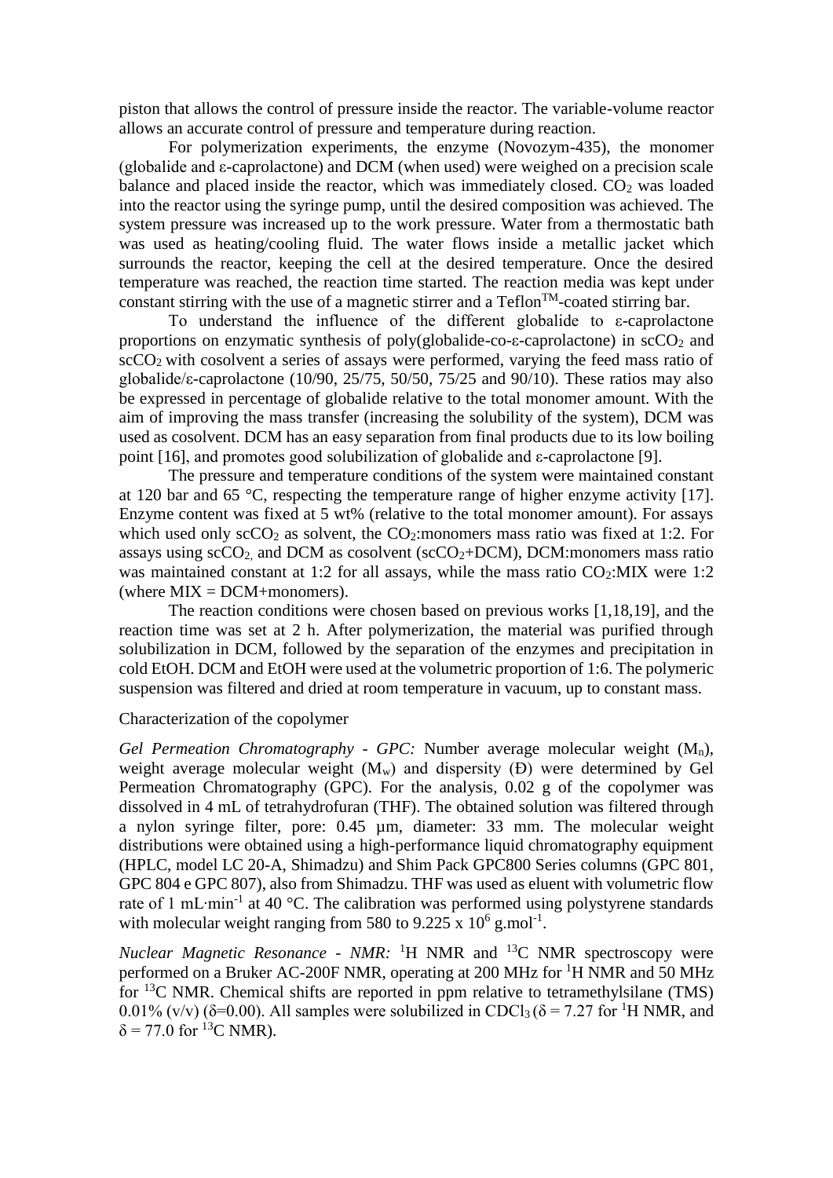piston that allows the control of pressure inside the reactor. The variable-volume reactor allows an accurate control of pressure and temperature during reaction.

For polymerization experiments, the enzyme (Novozym-435), the monomer (globalide and ε-caprolactone) and DCM (when used) were weighed on a precision scale balance and placed inside the reactor, which was immediately closed. $CO_2$ was loaded into the reactor using the syringe pump, until the desired composition was achieved. The system pressure was increased up to the work pressure. Water from a thermostatic bath was used as heating/cooling fluid. The water flows inside a metallic jacket which surrounds the reactor, keeping the cell at the desired temperature. Once the desired temperature was reached, the reaction time started. The reaction media was kept under constant stirring with the use of a magnetic stirrer and a Teflon$^{TM}$-coated stirring bar.

To understand the influence of the different globalide to ε-caprolactone proportions on enzymatic synthesis of poly(globalide-co-ε-caprolactone) in $scCO_2$ and $scCO_2$ with cosolvent a series of assays were performed, varying the feed mass ratio of globalide/ε-caprolactone (10/90, 25/75, 50/50, 75/25 and 90/10). These ratios may also be expressed in percentage of globalide relative to the total monomer amount. With the aim of improving the mass transfer (increasing the solubility of the system), DCM was used as cosolvent. DCM has an easy separation from final products due to its low boiling point [16], and promotes good solubilization of globalide and ε-caprolactone [9].

The pressure and temperature conditions of the system were maintained constant at 120 bar and 65 °C, respecting the temperature range of higher enzyme activity [17]. Enzyme content was fixed at 5 wt% (relative to the total monomer amount). For assays which used only $scCO_2$ as solvent, the $CO_2$:monomers mass ratio was fixed at 1:2. For assays using $scCO_2$, and DCM as cosolvent ($scCO_2$+DCM), DCM:monomers mass ratio was maintained constant at 1:2 for all assays, while the mass ratio $CO_2$:MIX were 1:2 (where MIX = DCM+monomers).

The reaction conditions were chosen based on previous works [1,18,19], and the reaction time was set at 2 h. After polymerization, the material was purified through solubilization in DCM, followed by the separation of the enzymes and precipitation in cold EtOH. DCM and EtOH were used at the volumetric proportion of 1:6. The polymeric suspension was filtered and dried at room temperature in vacuum, up to constant mass.

Characterization of the copolymer

*Gel Permeation Chromatography - GPC:* Number average molecular weight ($M_n$), weight average molecular weight ($M_w$) and dispersity (Đ) were determined by Gel Permeation Chromatography (GPC). For the analysis, 0.02 g of the copolymer was dissolved in 4 mL of tetrahydrofuran (THF). The obtained solution was filtered through a nylon syringe filter, pore: 0.45 µm, diameter: 33 mm. The molecular weight distributions were obtained using a high-performance liquid chromatography equipment (HPLC, model LC 20-A, Shimadzu) and Shim Pack GPC800 Series columns (GPC 801, GPC 804 e GPC 807), also from Shimadzu. THF was used as eluent with volumetric flow rate of 1 mL·min$^{-1}$ at 40 °C. The calibration was performed using polystyrene standards with molecular weight ranging from 580 to 9.225 x $10^6$ g.mol$^{-1}$.

*Nuclear Magnetic Resonance - NMR:* $^1$H NMR and $^{13}$C NMR spectroscopy were performed on a Bruker AC-200F NMR, operating at 200 MHz for $^1$H NMR and 50 MHz for $^{13}$C NMR. Chemical shifts are reported in ppm relative to tetramethylsilane (TMS) 0.01% (v/v) (δ=0.00). All samples were solubilized in $CDCl_3$ (δ = 7.27 for $^1$H NMR, and δ = 77.0 for $^{13}$C NMR).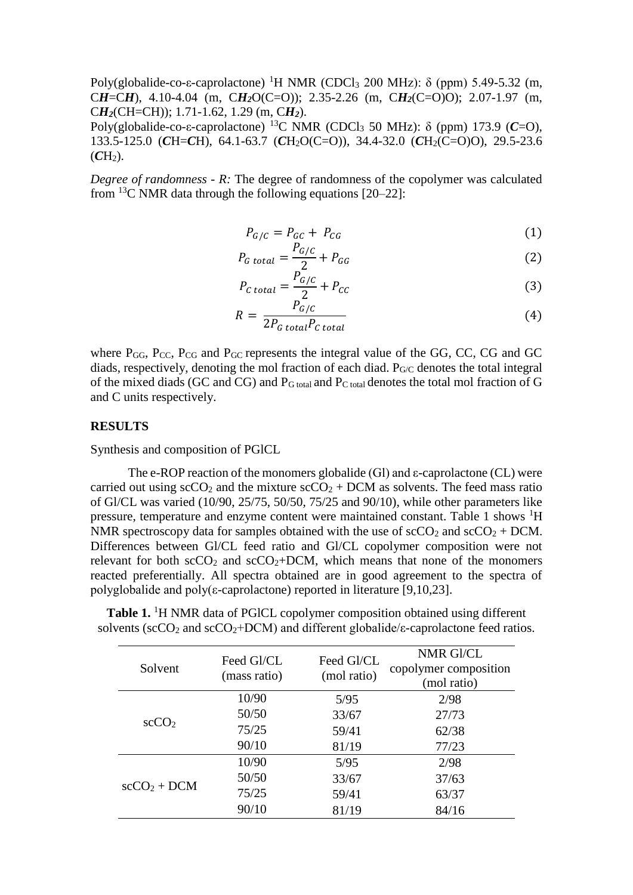Poly(globalide-co-ε-caprolactone) [1]H NMR ($CDCl_3$ 200 MHz): δ (ppm) 5.49-5.32 (m, C***H***=C***H***), 4.10-4.04 (m, C***H₂***O(C=O)); 2.35-2.26 (m, C***H₂***(C=O)O); 2.07-1.97 (m, C***H₂***(CH=CH)); 1.71-1.62, 1.29 (m, C***H₂***).

Poly(globalide-co-ε-caprolactone) [13]C NMR ($CDCl_3$ 50 MHz): δ (ppm) 173.9 (***C***=O), 133.5-125.0 (***C***H=***C***H), 64.1-63.7 (***C***$H_2$O(C=O)), 34.4-32.0 (***C***$H_2$(C=O)O), 29.5-23.6 (***C***$H_2$).

*Degree of randomness - R:* The degree of randomness of the copolymer was calculated from [13]C NMR data through the following equations [20–22]:

$$P_{G/C} = P_{GC} + P_{CG} \tag{1}$$

$$P_{G\ total} = \frac{P_{G/C}}{2} + P_{GG} \tag{2}$$

$$P_{C\ total} = \frac{P_{G/C}}{2} + P_{CC} \tag{3}$$

$$R = \frac{P_{G/C}}{2P_{G\ total}P_{C\ total}} \tag{4}$$

where $P_{GG}$, $P_{CC}$, $P_{CG}$ and $P_{GC}$ represents the integral value of the GG, CC, CG and GC diads, respectively, denoting the mol fraction of each diad. $P_{G/C}$ denotes the total integral of the mixed diads (GC and CG) and $P_{G\ total}$ and $P_{C\ total}$ denotes the total mol fraction of G and C units respectively.

## RESULTS

Synthesis and composition of PGlCL

The e-ROP reaction of the monomers globalide (Gl) and ε-caprolactone (CL) were carried out using $scCO_2$ and the mixture $scCO_2$ + DCM as solvents. The feed mass ratio of Gl/CL was varied (10/90, 25/75, 50/50, 75/25 and 90/10), while other parameters like pressure, temperature and enzyme content were maintained constant. Table 1 shows [1]H NMR spectroscopy data for samples obtained with the use of $scCO_2$ and $scCO_2$ + DCM. Differences between Gl/CL feed ratio and Gl/CL copolymer composition were not relevant for both $scCO_2$ and $scCO_2$+DCM, which means that none of the monomers reacted preferentially. All spectra obtained are in good agreement to the spectra of polyglobalide and poly(ε-caprolactone) reported in literature [9,10,23].

**Table 1.** [1]H NMR data of PGlCL copolymer composition obtained using different solvents ($scCO_2$ and $scCO_2$+DCM) and different globalide/ε-caprolactone feed ratios.

| Solvent | Feed Gl/CL (mass ratio) | Feed Gl/CL (mol ratio) | NMR Gl/CL copolymer composition (mol ratio) |
|---|---|---|---|
| $scCO_2$ | 10/90 | 5/95 | 2/98 |
| | 50/50 | 33/67 | 27/73 |
| | 75/25 | 59/41 | 62/38 |
| | 90/10 | 81/19 | 77/23 |
| $scCO_2$ + DCM | 10/90 | 5/95 | 2/98 |
| | 50/50 | 33/67 | 37/63 |
| | 75/25 | 59/41 | 63/37 |
| | 90/10 | 81/19 | 84/16 |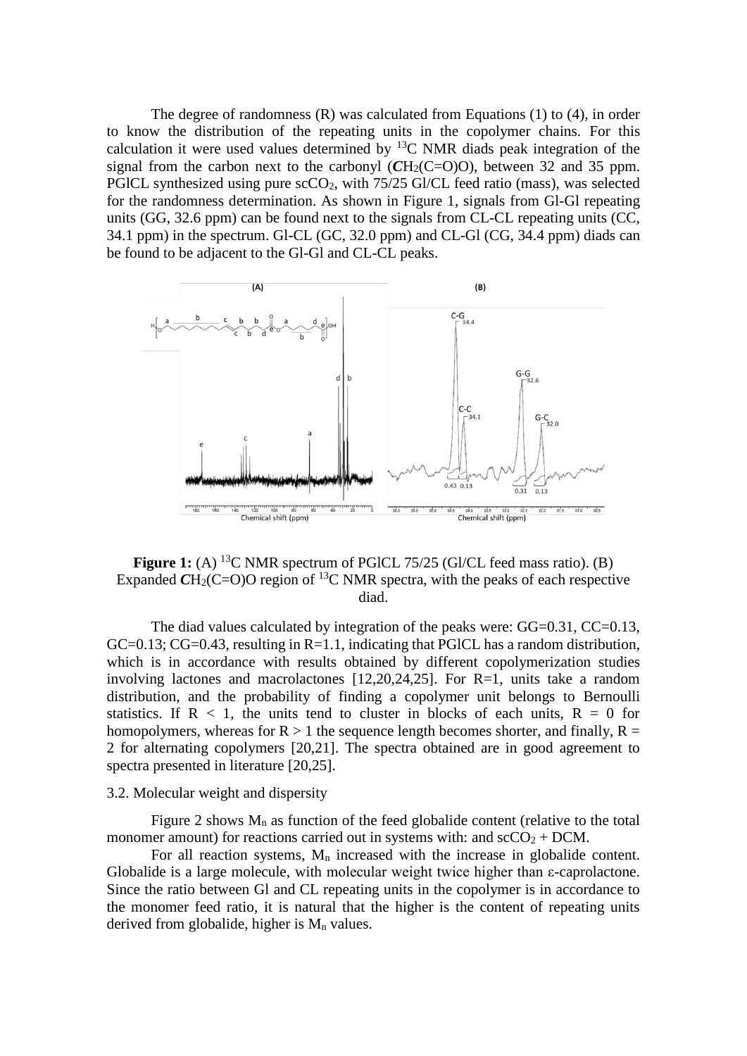The degree of randomness (R) was calculated from Equations (1) to (4), in order to know the distribution of the repeating units in the copolymer chains. For this calculation it were used values determined by $^{13}$C NMR diads peak integration of the signal from the carbon next to the carbonyl ($\boldsymbol{C}H_2(C{=}O)O$), between 32 and 35 ppm. PGlCL synthesized using pure $scCO_2$, with 75/25 Gl/CL feed ratio (mass), was selected for the randomness determination. As shown in Figure 1, signals from Gl-Gl repeating units (GG, 32.6 ppm) can be found next to the signals from CL-CL repeating units (CC, 34.1 ppm) in the spectrum. Gl-CL (GC, 32.0 ppm) and CL-Gl (CG, 34.4 ppm) diads can be found to be adjacent to the Gl-Gl and CL-CL peaks.

**Figure 1:** (A) $^{13}$C NMR spectrum of PGlCL 75/25 (Gl/CL feed mass ratio). (B) Expanded $\boldsymbol{C}H_2(C{=}O)O$ region of $^{13}$C NMR spectra, with the peaks of each respective diad.

The diad values calculated by integration of the peaks were: GG=0.31, CC=0.13, GC=0.13; CG=0.43, resulting in R=1.1, indicating that PGlCL has a random distribution, which is in accordance with results obtained by different copolymerization studies involving lactones and macrolactones [12,20,24,25]. For R=1, units take a random distribution, and the probability of finding a copolymer unit belongs to Bernoulli statistics. If $R < 1$, the units tend to cluster in blocks of each units, $R = 0$ for homopolymers, whereas for $R > 1$ the sequence length becomes shorter, and finally, $R = 2$ for alternating copolymers [20,21]. The spectra obtained are in good agreement to spectra presented in literature [20,25].

3.2. Molecular weight and dispersity

Figure 2 shows $M_n$ as function of the feed globalide content (relative to the total monomer amount) for reactions carried out in systems with: and $scCO_2$ + DCM.

For all reaction systems, $M_n$ increased with the increase in globalide content. Globalide is a large molecule, with molecular weight twice higher than ε-caprolactone. Since the ratio between Gl and CL repeating units in the copolymer is in accordance to the monomer feed ratio, it is natural that the higher is the content of repeating units derived from globalide, higher is $M_n$ values.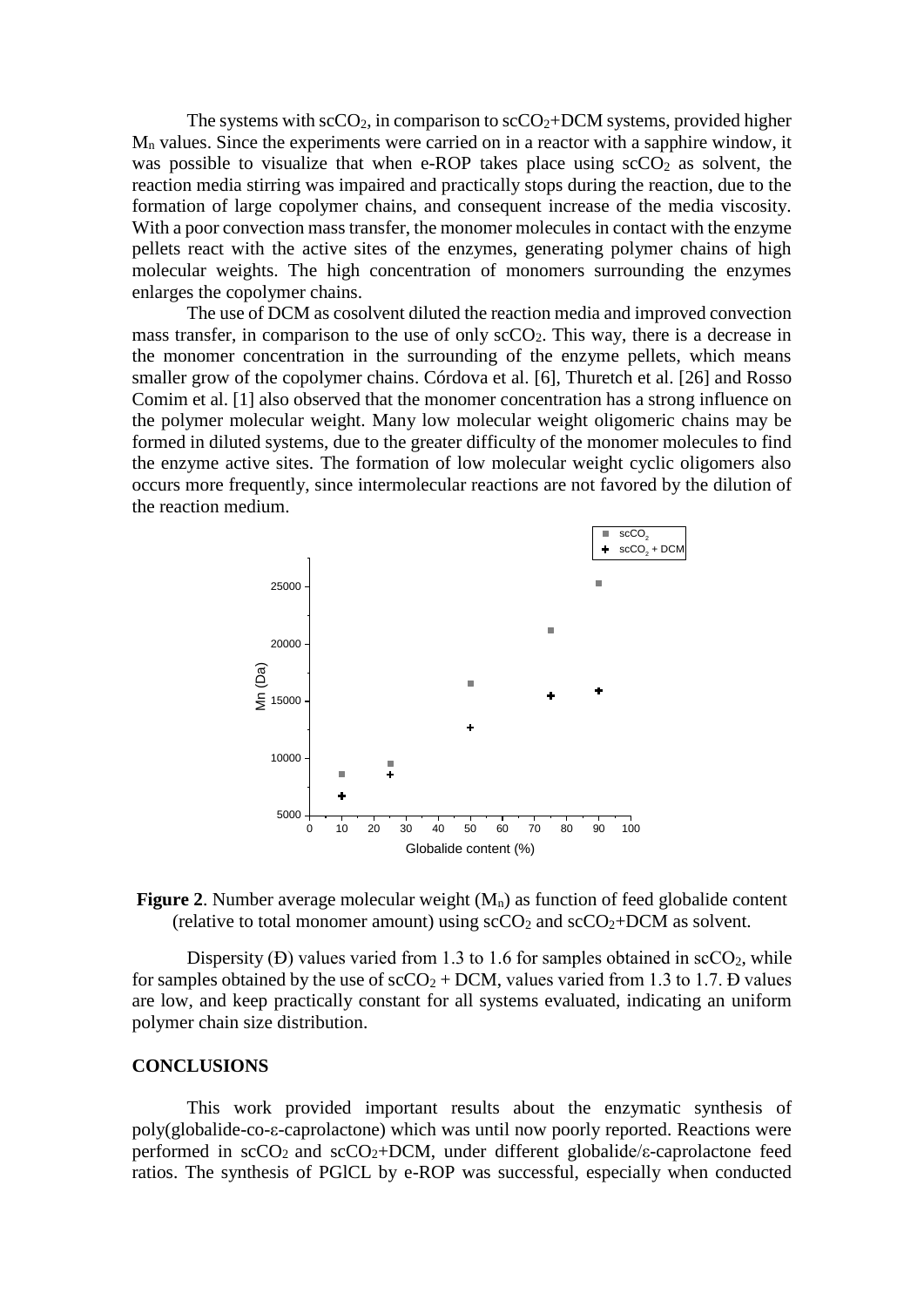The systems with $scCO_2$, in comparison to $scCO_2$+DCM systems, provided higher $M_n$ values. Since the experiments were carried on in a reactor with a sapphire window, it was possible to visualize that when e-ROP takes place using $scCO_2$ as solvent, the reaction media stirring was impaired and practically stops during the reaction, due to the formation of large copolymer chains, and consequent increase of the media viscosity. With a poor convection mass transfer, the monomer molecules in contact with the enzyme pellets react with the active sites of the enzymes, generating polymer chains of high molecular weights. The high concentration of monomers surrounding the enzymes enlarges the copolymer chains.

The use of DCM as cosolvent diluted the reaction media and improved convection mass transfer, in comparison to the use of only $scCO_2$. This way, there is a decrease in the monomer concentration in the surrounding of the enzyme pellets, which means smaller grow of the copolymer chains. Córdova et al. [6], Thuretch et al. [26] and Rosso Comim et al. [1] also observed that the monomer concentration has a strong influence on the polymer molecular weight. Many low molecular weight oligomeric chains may be formed in diluted systems, due to the greater difficulty of the monomer molecules to find the enzyme active sites. The formation of low molecular weight cyclic oligomers also occurs more frequently, since intermolecular reactions are not favored by the dilution of the reaction medium.

**Figure 2**. Number average molecular weight ($M_n$) as function of feed globalide content (relative to total monomer amount) using $scCO_2$ and $scCO_2$+DCM as solvent.

Dispersity (Đ) values varied from 1.3 to 1.6 for samples obtained in $scCO_2$, while for samples obtained by the use of $scCO_2$ + DCM, values varied from 1.3 to 1.7. Đ values are low, and keep practically constant for all systems evaluated, indicating an uniform polymer chain size distribution.

## CONCLUSIONS

This work provided important results about the enzymatic synthesis of poly(globalide-co-ε-caprolactone) which was until now poorly reported. Reactions were performed in $scCO_2$ and $scCO_2$+DCM, under different globalide/ε-caprolactone feed ratios. The synthesis of PGlCL by e-ROP was successful, especially when conducted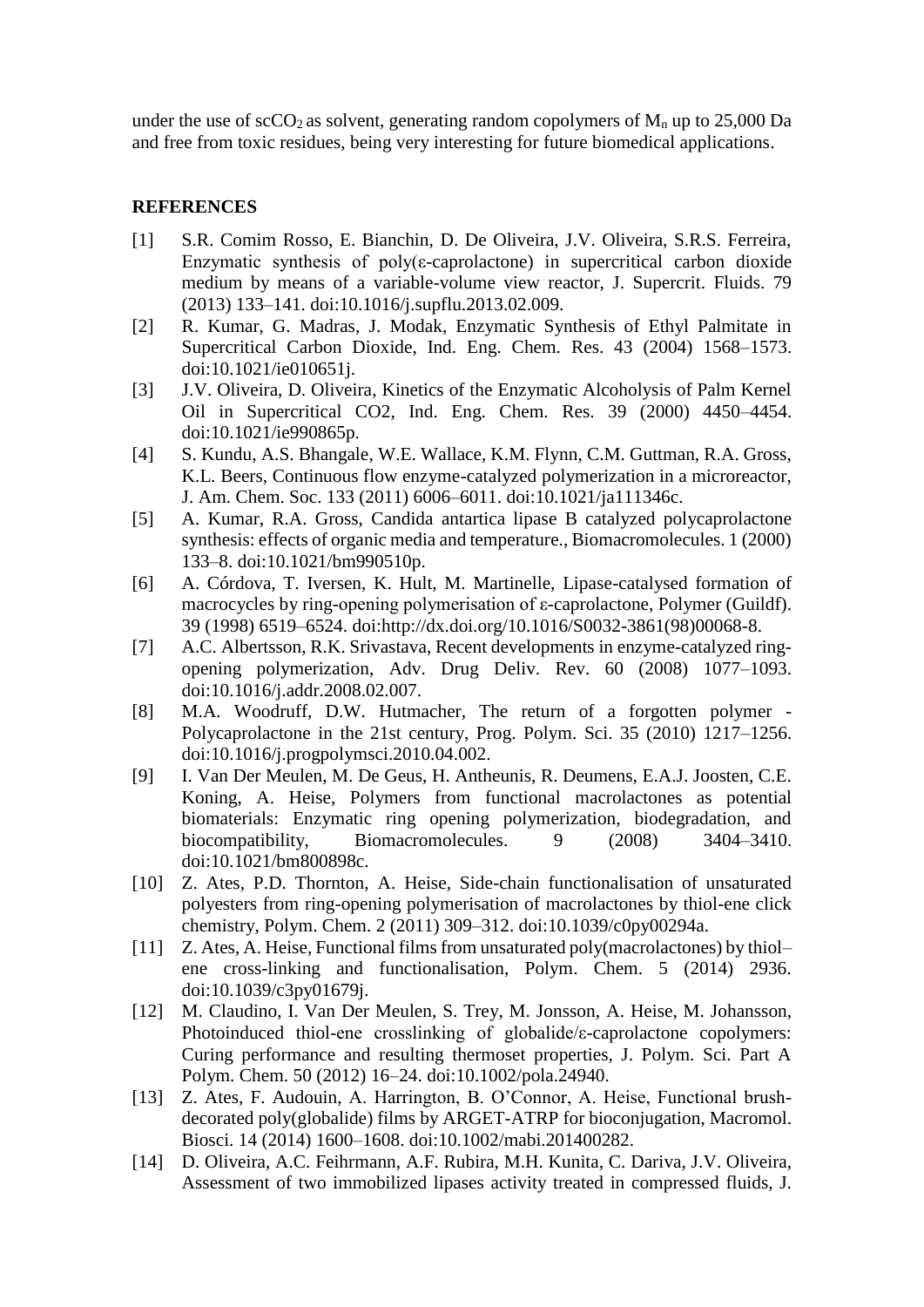under the use of $scCO_2$ as solvent, generating random copolymers of $M_n$ up to 25,000 Da and free from toxic residues, being very interesting for future biomedical applications.

## REFERENCES

[1] S.R. Comim Rosso, E. Bianchin, D. De Oliveira, J.V. Oliveira, S.R.S. Ferreira, Enzymatic synthesis of poly(ε-caprolactone) in supercritical carbon dioxide medium by means of a variable-volume view reactor, J. Supercrit. Fluids. 79 (2013) 133–141. doi:10.1016/j.supflu.2013.02.009.

[2] R. Kumar, G. Madras, J. Modak, Enzymatic Synthesis of Ethyl Palmitate in Supercritical Carbon Dioxide, Ind. Eng. Chem. Res. 43 (2004) 1568–1573. doi:10.1021/ie010651j.

[3] J.V. Oliveira, D. Oliveira, Kinetics of the Enzymatic Alcoholysis of Palm Kernel Oil in Supercritical CO2, Ind. Eng. Chem. Res. 39 (2000) 4450–4454. doi:10.1021/ie990865p.

[4] S. Kundu, A.S. Bhangale, W.E. Wallace, K.M. Flynn, C.M. Guttman, R.A. Gross, K.L. Beers, Continuous flow enzyme-catalyzed polymerization in a microreactor, J. Am. Chem. Soc. 133 (2011) 6006–6011. doi:10.1021/ja111346c.

[5] A. Kumar, R.A. Gross, Candida antartica lipase B catalyzed polycaprolactone synthesis: effects of organic media and temperature., Biomacromolecules. 1 (2000) 133–8. doi:10.1021/bm990510p.

[6] A. Córdova, T. Iversen, K. Hult, M. Martinelle, Lipase-catalysed formation of macrocycles by ring-opening polymerisation of ε-caprolactone, Polymer (Guildf). 39 (1998) 6519–6524. doi:http://dx.doi.org/10.1016/S0032-3861(98)00068-8.

[7] A.C. Albertsson, R.K. Srivastava, Recent developments in enzyme-catalyzed ring-opening polymerization, Adv. Drug Deliv. Rev. 60 (2008) 1077–1093. doi:10.1016/j.addr.2008.02.007.

[8] M.A. Woodruff, D.W. Hutmacher, The return of a forgotten polymer - Polycaprolactone in the 21st century, Prog. Polym. Sci. 35 (2010) 1217–1256. doi:10.1016/j.progpolymsci.2010.04.002.

[9] I. Van Der Meulen, M. De Geus, H. Antheunis, R. Deumens, E.A.J. Joosten, C.E. Koning, A. Heise, Polymers from functional macrolactones as potential biomaterials: Enzymatic ring opening polymerization, biodegradation, and biocompatibility, Biomacromolecules. 9 (2008) 3404–3410. doi:10.1021/bm800898c.

[10] Z. Ates, P.D. Thornton, A. Heise, Side-chain functionalisation of unsaturated polyesters from ring-opening polymerisation of macrolactones by thiol-ene click chemistry, Polym. Chem. 2 (2011) 309–312. doi:10.1039/c0py00294a.

[11] Z. Ates, A. Heise, Functional films from unsaturated poly(macrolactones) by thiol–ene cross-linking and functionalisation, Polym. Chem. 5 (2014) 2936. doi:10.1039/c3py01679j.

[12] M. Claudino, I. Van Der Meulen, S. Trey, M. Jonsson, A. Heise, M. Johansson, Photoinduced thiol-ene crosslinking of globalide/ε-caprolactone copolymers: Curing performance and resulting thermoset properties, J. Polym. Sci. Part A Polym. Chem. 50 (2012) 16–24. doi:10.1002/pola.24940.

[13] Z. Ates, F. Audouin, A. Harrington, B. O'Connor, A. Heise, Functional brush-decorated poly(globalide) films by ARGET-ATRP for bioconjugation, Macromol. Biosci. 14 (2014) 1600–1608. doi:10.1002/mabi.201400282.

[14] D. Oliveira, A.C. Feihrmann, A.F. Rubira, M.H. Kunita, C. Dariva, J.V. Oliveira, Assessment of two immobilized lipases activity treated in compressed fluids, J.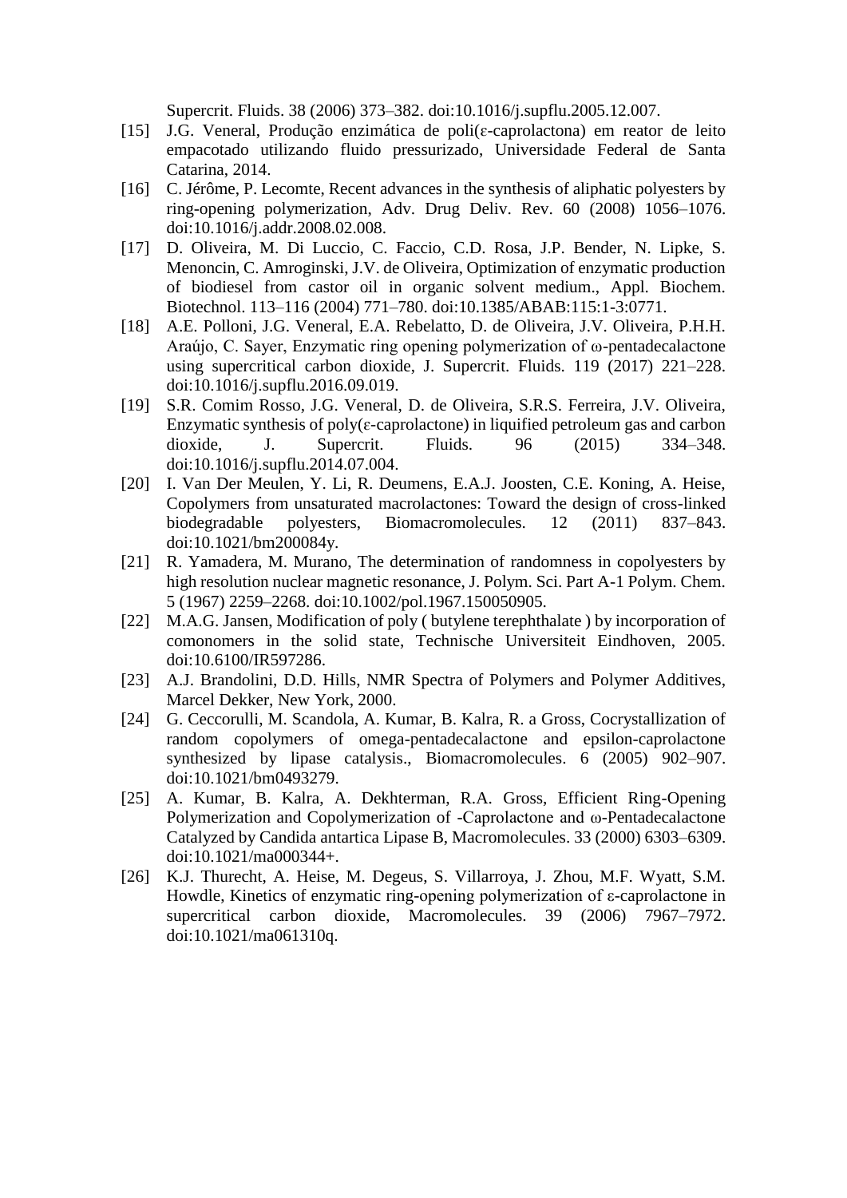Supercrit. Fluids. 38 (2006) 373–382. doi:10.1016/j.supflu.2005.12.007.

[15] J.G. Veneral, Produção enzimática de poli(ε-caprolactona) em reator de leito empacotado utilizando fluido pressurizado, Universidade Federal de Santa Catarina, 2014.

[16] C. Jérôme, P. Lecomte, Recent advances in the synthesis of aliphatic polyesters by ring-opening polymerization, Adv. Drug Deliv. Rev. 60 (2008) 1056–1076. doi:10.1016/j.addr.2008.02.008.

[17] D. Oliveira, M. Di Luccio, C. Faccio, C.D. Rosa, J.P. Bender, N. Lipke, S. Menoncin, C. Amroginski, J.V. de Oliveira, Optimization of enzymatic production of biodiesel from castor oil in organic solvent medium., Appl. Biochem. Biotechnol. 113–116 (2004) 771–780. doi:10.1385/ABAB:115:1-3:0771.

[18] A.E. Polloni, J.G. Veneral, E.A. Rebelatto, D. de Oliveira, J.V. Oliveira, P.H.H. Araújo, C. Sayer, Enzymatic ring opening polymerization of ω-pentadecalactone using supercritical carbon dioxide, J. Supercrit. Fluids. 119 (2017) 221–228. doi:10.1016/j.supflu.2016.09.019.

[19] S.R. Comim Rosso, J.G. Veneral, D. de Oliveira, S.R.S. Ferreira, J.V. Oliveira, Enzymatic synthesis of poly(ε-caprolactone) in liquified petroleum gas and carbon dioxide, J. Supercrit. Fluids. 96 (2015) 334–348. doi:10.1016/j.supflu.2014.07.004.

[20] I. Van Der Meulen, Y. Li, R. Deumens, E.A.J. Joosten, C.E. Koning, A. Heise, Copolymers from unsaturated macrolactones: Toward the design of cross-linked biodegradable polyesters, Biomacromolecules. 12 (2011) 837–843. doi:10.1021/bm200084y.

[21] R. Yamadera, M. Murano, The determination of randomness in copolyesters by high resolution nuclear magnetic resonance, J. Polym. Sci. Part A-1 Polym. Chem. 5 (1967) 2259–2268. doi:10.1002/pol.1967.150050905.

[22] M.A.G. Jansen, Modification of poly ( butylene terephthalate ) by incorporation of comonomers in the solid state, Technische Universiteit Eindhoven, 2005. doi:10.6100/IR597286.

[23] A.J. Brandolini, D.D. Hills, NMR Spectra of Polymers and Polymer Additives, Marcel Dekker, New York, 2000.

[24] G. Ceccorulli, M. Scandola, A. Kumar, B. Kalra, R. a Gross, Cocrystallization of random copolymers of omega-pentadecalactone and epsilon-caprolactone synthesized by lipase catalysis., Biomacromolecules. 6 (2005) 902–907. doi:10.1021/bm0493279.

[25] A. Kumar, B. Kalra, A. Dekhterman, R.A. Gross, Efficient Ring-Opening Polymerization and Copolymerization of -Caprolactone and ω-Pentadecalactone Catalyzed by Candida antartica Lipase B, Macromolecules. 33 (2000) 6303–6309. doi:10.1021/ma000344+.

[26] K.J. Thurecht, A. Heise, M. Degeus, S. Villarroya, J. Zhou, M.F. Wyatt, S.M. Howdle, Kinetics of enzymatic ring-opening polymerization of ε-caprolactone in supercritical carbon dioxide, Macromolecules. 39 (2006) 7967–7972. doi:10.1021/ma061310q.